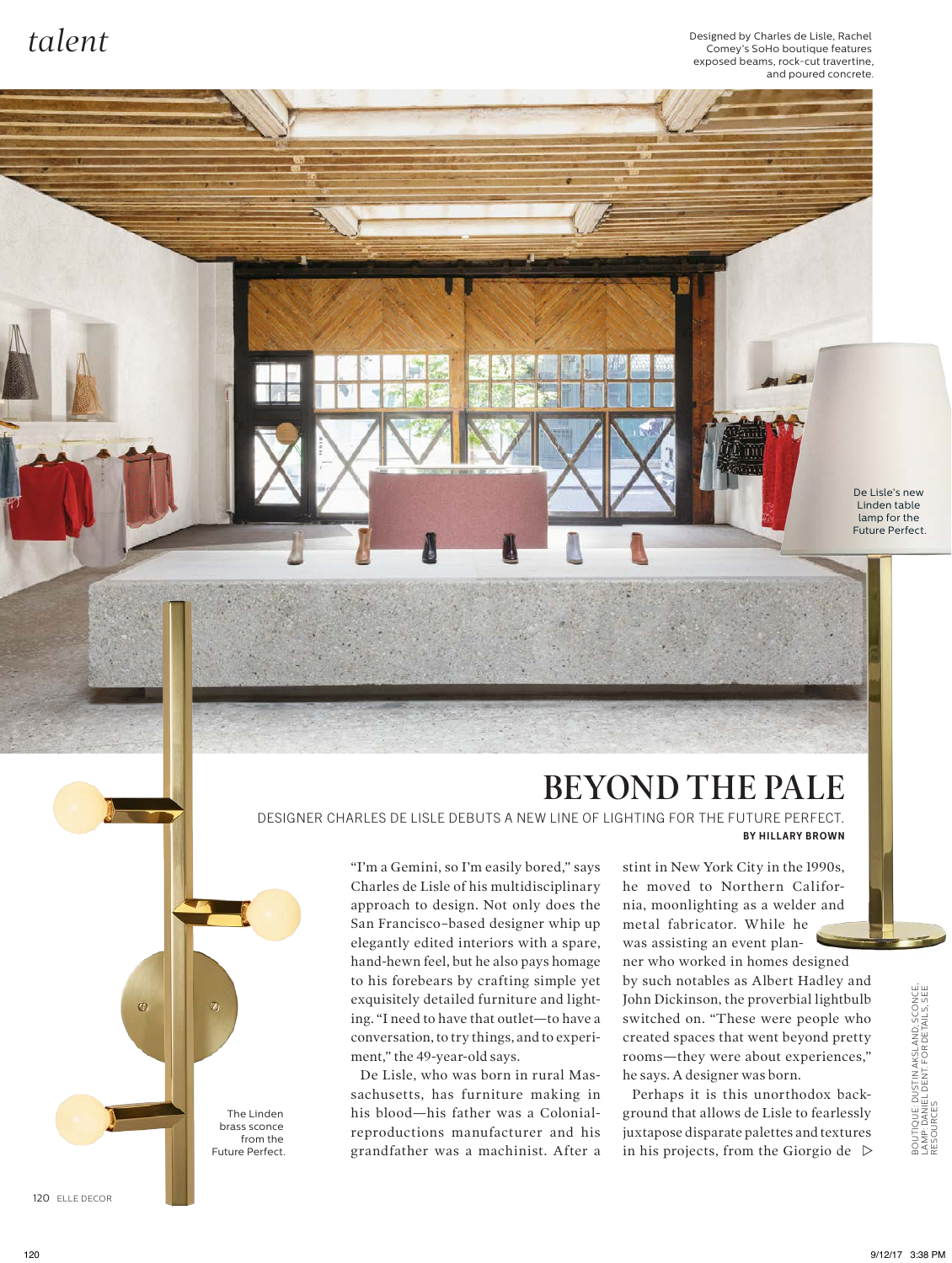*talent*

Designed by Charles de Lisle, Rachel Comey's SoHo boutique features exposed beams, rock-cut travertine, and poured concrete.

De Lisle's new Linden table lamp for the Future Perfect.

# BEYOND THE PALE

DESIGNER CHARLES DE LISLE DEBUTS A NEW LINE OF LIGHTING FOR THE FUTURE PERFECT.

**BY HILLARY BROWN**

"I'm a Gemini, so I'm easily bored," says Charles de Lisle of his multidisciplinary approach to design. Not only does the San Francisco–based designer whip up elegantly edited interiors with a spare, hand-hewn feel, but he also pays homage to his forebears by crafting simple yet exquisitely detailed furniture and lighting. "I need to have that outlet—to have a conversation, to try things, and to experiment," the 49-year-old says.

De Lisle, who was born in rural Massachusetts, has furniture making in his blood—his father was a Colonial-reproductions manufacturer and his grandfather was a machinist. After a stint in New York City in the 1990s, he moved to Northern California, moonlighting as a welder and metal fabricator. While he was assisting an event planner who worked in homes designed by such notables as Albert Hadley and John Dickinson, the proverbial lightbulb switched on. "These were people who created spaces that went beyond pretty rooms—they were about experiences," he says. A designer was born.

Perhaps it is this unorthodox background that allows de Lisle to fearlessly juxtapose disparate palettes and textures in his projects, from the Giorgio de ▷

The Linden brass sconce from the Future Perfect.

BOUTIQUE: DUSTIN AKSLAND; SCONCE, LAMP: DANIEL DENT. FOR DETAILS, SEE RESOURCES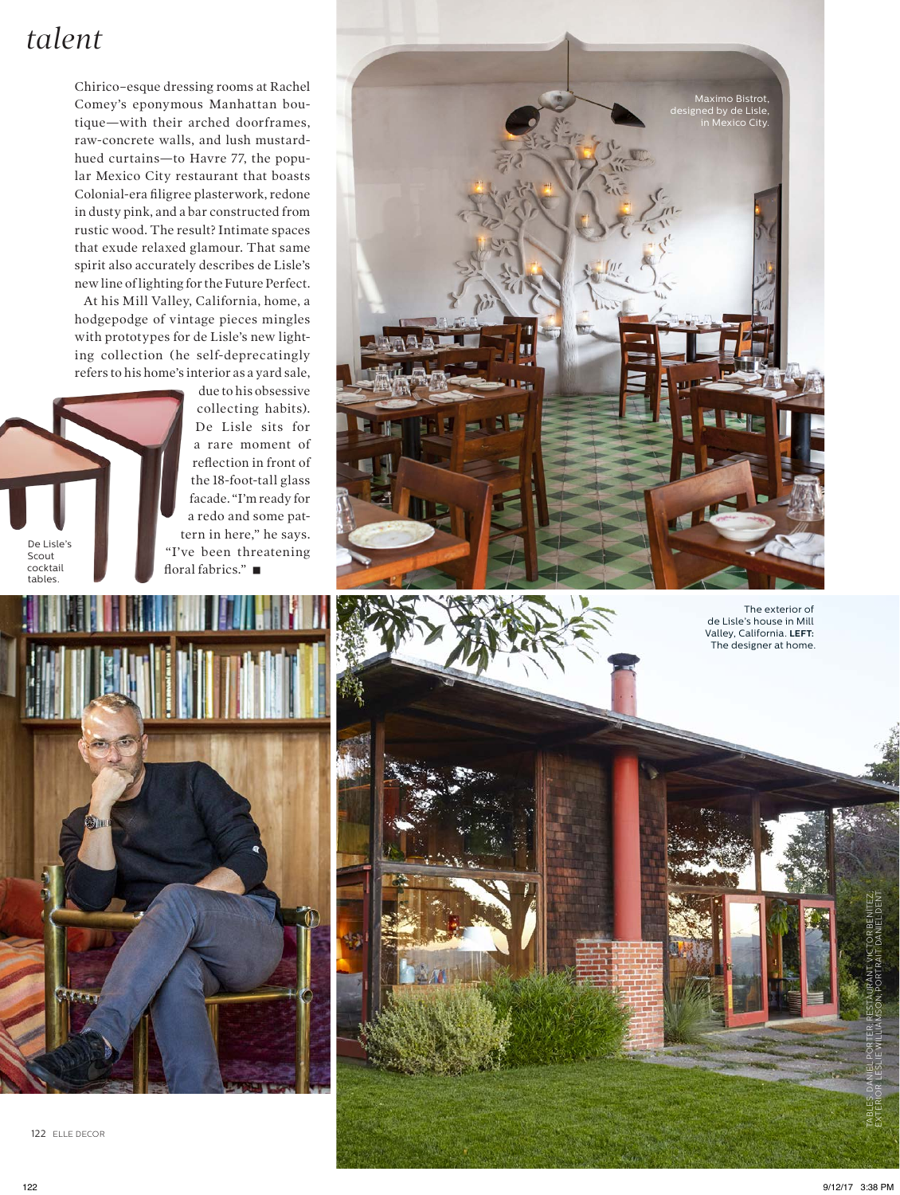Chirico–esque dressing rooms at Rachel Comey's eponymous Manhattan boutique—with their arched doorframes, raw-concrete walls, and lush mustard-hued curtains—to Havre 77, the popular Mexico City restaurant that boasts Colonial-era filigree plasterwork, redone in dusty pink, and a bar constructed from rustic wood. The result? Intimate spaces that exude relaxed glamour. That same spirit also accurately describes de Lisle's new line of lighting for the Future Perfect.

At his Mill Valley, California, home, a hodgepodge of vintage pieces mingles with prototypes for de Lisle's new lighting collection (he self-deprecatingly refers to his home's interior as a yard sale, due to his obsessive collecting habits). De Lisle sits for a rare moment of reflection in front of the 18-foot-tall glass facade. "I'm ready for a redo and some pattern in here," he says. "I've been threatening floral fabrics." ■

De Lisle's Scout cocktail tables.

Maximo Bistrot, designed by de Lisle, in Mexico City.

The exterior of de Lisle's house in Mill Valley, California. **LEFT:** The designer at home.

TABLES: DANIEL PORTER. RESTAURANT: VICTOR BENITEZ. EXTERIOR: LESLIE WILLIAMSON. PORTRAIT: DANIEL DENT.